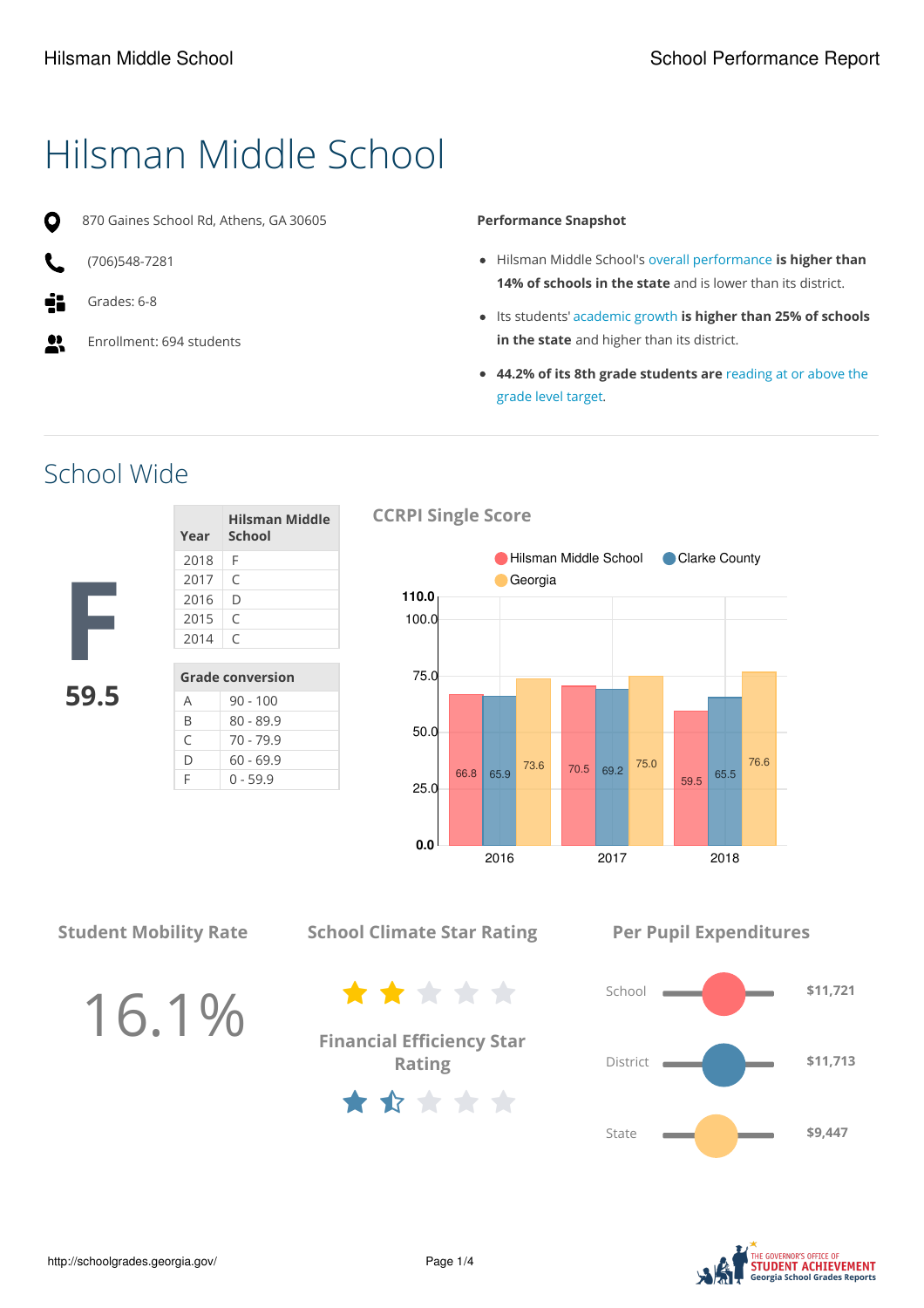# Hilsman Middle School

870 Gaines School Rd, Athens, GA 30605

(706)548-7281

Grades: 6-8

Enrollment: 694 students

**Performance Snapshot**

- Hilsman Middle School's overall performance **is higher than 14% of schools in the state** and is lower than its district.
- Its students' academic growth **is higher than 25% of schools in the state** and higher than its district.
- **44.2% of its 8th grade students are** reading at or above the grade level target.

## School Wide

**F**

**59.5**

| Year | Hilsman Middle School |
|---|---|
| 2018 | F |
| 2017 | C |
| 2016 | D |
| 2015 | C |
| 2014 | C |

| Grade conversion | |
|---|---|
| A | 90 - 100 |
| B | 80 - 89.9 |
| C | 70 - 79.9 |
| D | 60 - 69.9 |
| F | 0 - 59.9 |

### CCRPI Single Score

| Year | Hilsman Middle School | Clarke County | Georgia |
|---|---|---|---|
| 2016 | 66.8 | 65.9 | 73.6 |
| 2017 | 70.5 | 69.2 | 75.0 |
| 2018 | 59.5 | 65.5 | 76.6 |

### Student Mobility Rate

16.1%

### School Climate Star Rating

2 out of 5 stars

### Financial Efficiency Star Rating

1.5 out of 5 stars

### Per Pupil Expenditures

| | |
|---|---|
| School | $11,721 |
| District | $11,713 |
| State | $9,447 |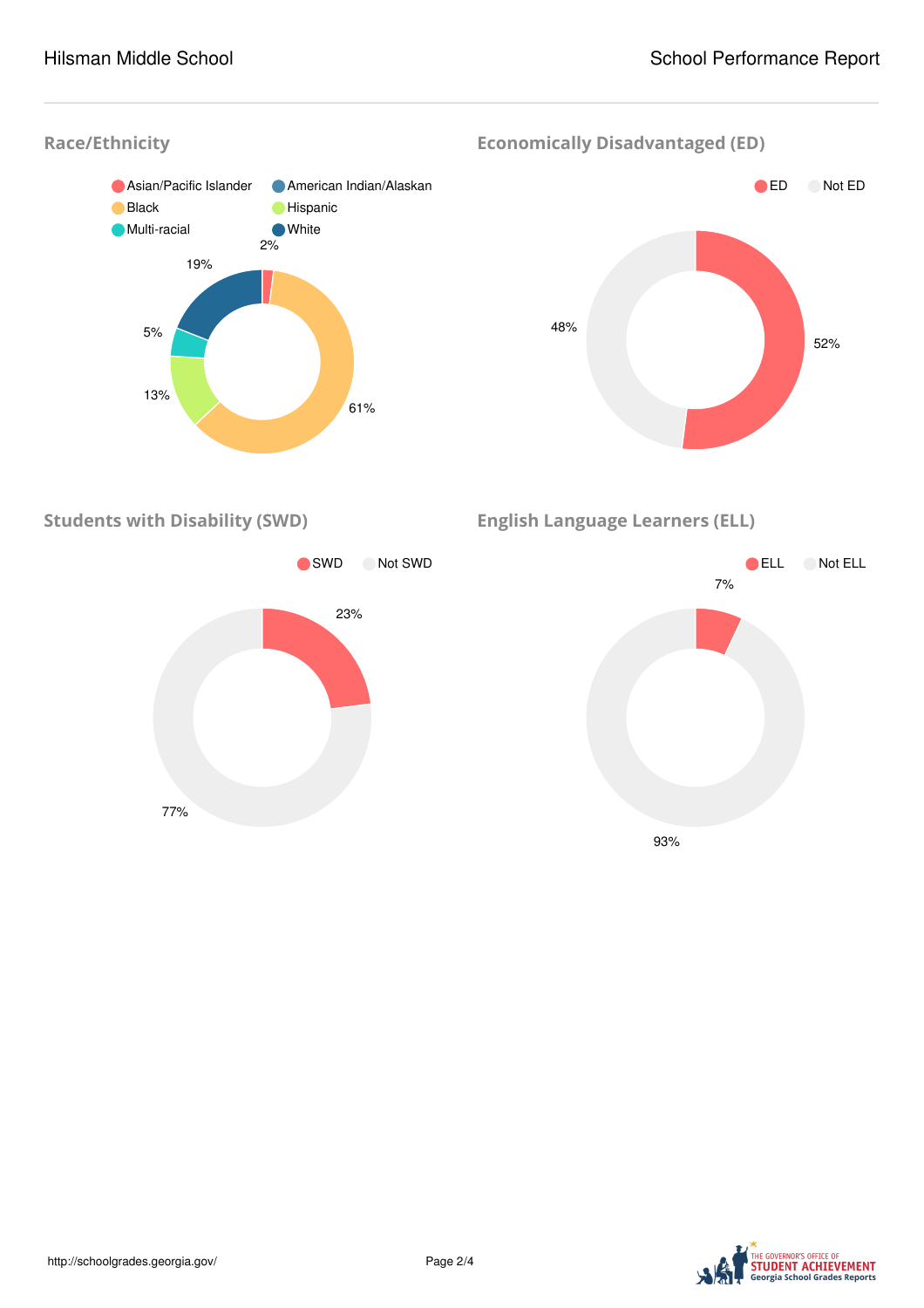## Race/Ethnicity

- Asian/Pacific Islander
- American Indian/Alaskan
- Black
- Hispanic
- Multi-racial
- White

| Race/Ethnicity | Percent |
|---|---|
| Asian/Pacific Islander | 2% |
| Black | 61% |
| Hispanic | 13% |
| Multi-racial | 5% |
| White | 19% |

## Economically Disadvantaged (ED)

| | Percent |
|---|---|
| ED | 52% |
| Not ED | 48% |

## Students with Disability (SWD)

| | Percent |
|---|---|
| SWD | 23% |
| Not SWD | 77% |

## English Language Learners (ELL)

| | Percent |
|---|---|
| ELL | 7% |
| Not ELL | 93% |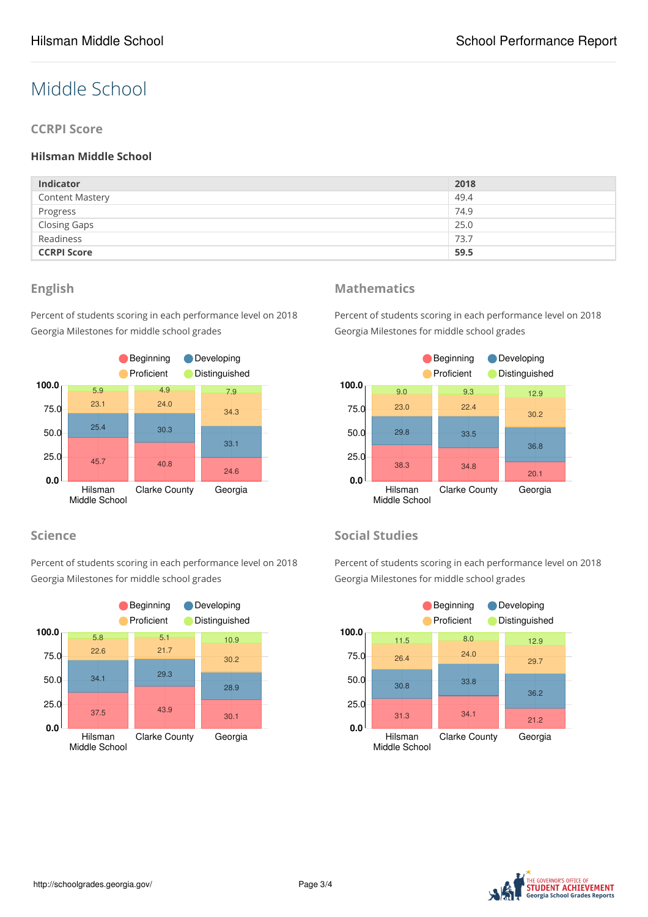# Middle School

## CCRPI Score

### Hilsman Middle School

| Indicator | 2018 |
|---|---|
| Content Mastery | 49.4 |
| Progress | 74.9 |
| Closing Gaps | 25.0 |
| Readiness | 73.7 |
| **CCRPI Score** | **59.5** |

## English

Percent of students scoring in each performance level on 2018 Georgia Milestones for middle school grades

| | Beginning | Developing | Proficient | Distinguished |
|---|---|---|---|---|
| Hilsman Middle School | 45.7 | 25.4 | 23.1 | 5.9 |
| Clarke County | 40.8 | 30.3 | 24.0 | 4.9 |
| Georgia | 24.6 | 33.1 | 34.3 | 7.9 |

## Mathematics

Percent of students scoring in each performance level on 2018 Georgia Milestones for middle school grades

| | Beginning | Developing | Proficient | Distinguished |
|---|---|---|---|---|
| Hilsman Middle School | 38.3 | 29.8 | 23.0 | 9.0 |
| Clarke County | 34.8 | 33.5 | 22.4 | 9.3 |
| Georgia | 20.1 | 36.8 | 30.2 | 12.9 |

## Science

Percent of students scoring in each performance level on 2018 Georgia Milestones for middle school grades

| | Beginning | Developing | Proficient | Distinguished |
|---|---|---|---|---|
| Hilsman Middle School | 37.5 | 34.1 | 22.6 | 5.8 |
| Clarke County | 43.9 | 29.3 | 21.7 | 5.1 |
| Georgia | 30.1 | 28.9 | 30.2 | 10.9 |

## Social Studies

Percent of students scoring in each performance level on 2018 Georgia Milestones for middle school grades

| | Beginning | Developing | Proficient | Distinguished |
|---|---|---|---|---|
| Hilsman Middle School | 31.3 | 30.8 | 26.4 | 11.5 |
| Clarke County | 34.1 | 33.8 | 24.0 | 8.0 |
| Georgia | 21.2 | 36.2 | 29.7 | 12.9 |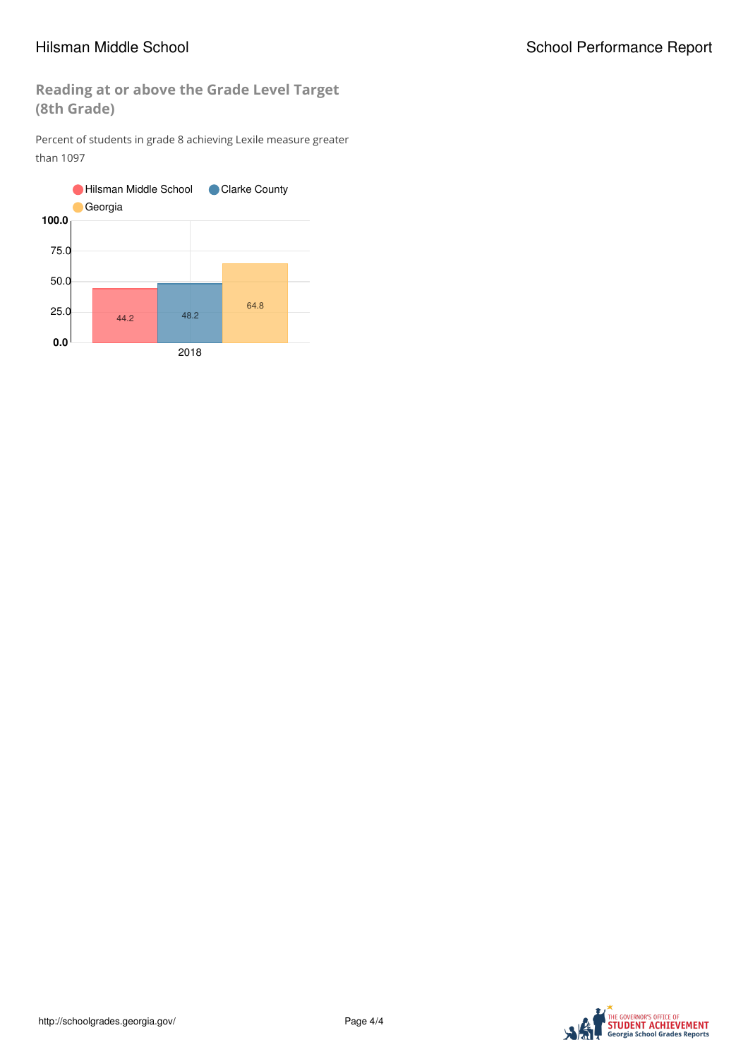## Reading at or above the Grade Level Target (8th Grade)

Percent of students in grade 8 achieving Lexile measure greater than 1097

Hilsman Middle School
Clarke County
Georgia

100.0
75.0
50.0
25.0
0.0

44.2
48.2
64.8

2018